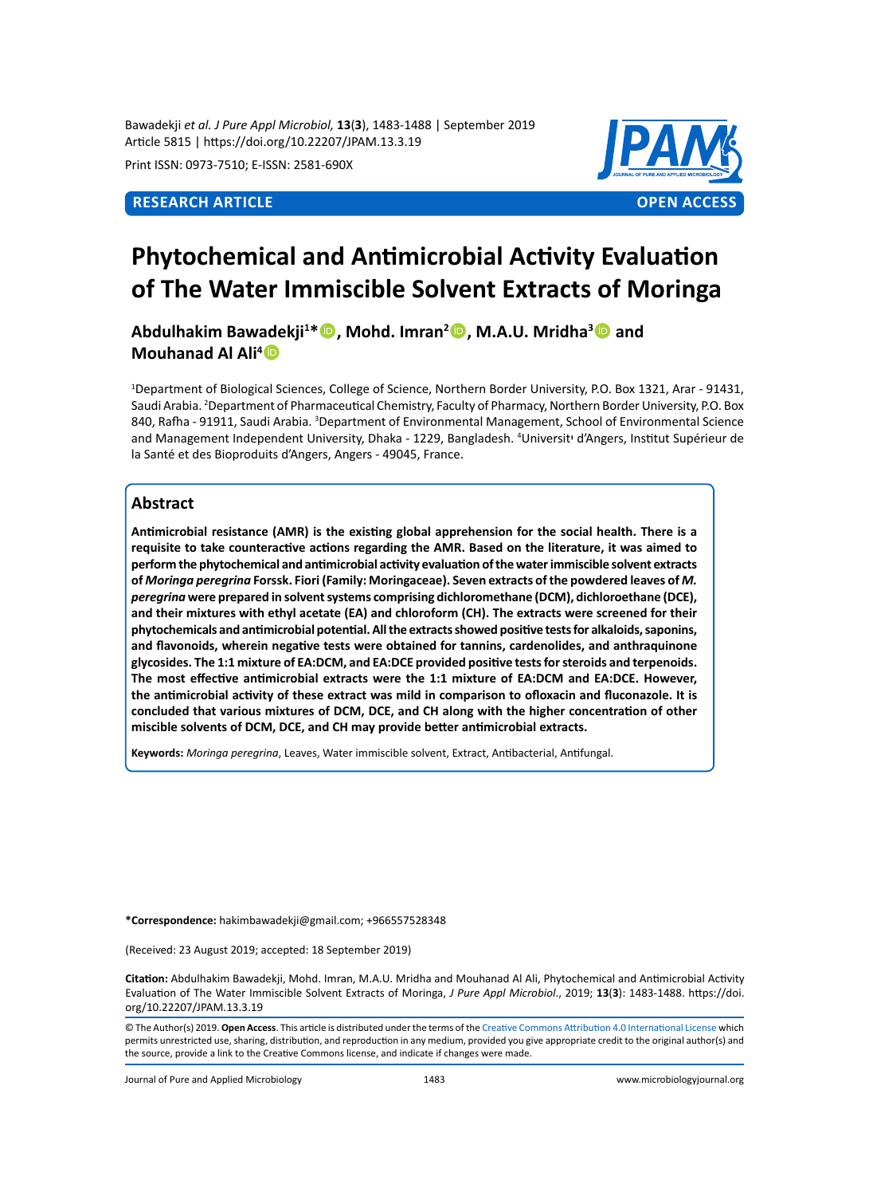Print ISSN: 0973-7510; E-ISSN: 2581-690X

**RESEARCH ARTICLE** **OPEN ACCESS**

# Phytochemical and Antimicrobial Activity Evaluation of The Water Immiscible Solvent Extracts of Moringa

**Abdulhakim Bawadekji[1]*, Mohd. Imran[2], M.A.U. Mridha[3] and Mouhanad Al Ali[4]**

[1]Department of Biological Sciences, College of Science, Northern Border University, P.O. Box 1321, Arar - 91431, Saudi Arabia. [2]Department of Pharmaceutical Chemistry, Faculty of Pharmacy, Northern Border University, P.O. Box 840, Rafha - 91911, Saudi Arabia. [3]Department of Environmental Management, School of Environmental Science and Management Independent University, Dhaka - 1229, Bangladesh. [4]Universit' d'Angers, Institut Supérieur de la Santé et des Bioproduits d'Angers, Angers - 49045, France.

## Abstract

**Antimicrobial resistance (AMR) is the existing global apprehension for the social health. There is a requisite to take counteractive actions regarding the AMR. Based on the literature, it was aimed to perform the phytochemical and antimicrobial activity evaluation of the water immiscible solvent extracts of *Moringa peregrina* Forssk. Fiori (Family: Moringaceae). Seven extracts of the powdered leaves of *M. peregrina* were prepared in solvent systems comprising dichloromethane (DCM), dichloroethane (DCE), and their mixtures with ethyl acetate (EA) and chloroform (CH). The extracts were screened for their phytochemicals and antimicrobial potential. All the extracts showed positive tests for alkaloids, saponins, and flavonoids, wherein negative tests were obtained for tannins, cardenolides, and anthraquinone glycosides. The 1:1 mixture of EA:DCM, and EA:DCE provided positive tests for steroids and terpenoids. The most effective antimicrobial extracts were the 1:1 mixture of EA:DCM and EA:DCE. However, the antimicrobial activity of these extract was mild in comparison to ofloxacin and fluconazole. It is concluded that various mixtures of DCM, DCE, and CH along with the higher concentration of other miscible solvents of DCM, DCE, and CH may provide better antimicrobial extracts.**

**Keywords:** *Moringa peregrina*, Leaves, Water immiscible solvent, Extract, Antibacterial, Antifungal.

***Correspondence:** hakimbawadekji@gmail.com; +966557528348

(Received: 23 August 2019; accepted: 18 September 2019)

**Citation:** Abdulhakim Bawadekji, Mohd. Imran, M.A.U. Mridha and Mouhanad Al Ali, Phytochemical and Antimicrobial Activity Evaluation of The Water Immiscible Solvent Extracts of Moringa, *J Pure Appl Microbiol*., 2019; **13**(**3**): 1483-1488. https://doi.org/10.22207/JPAM.13.3.19

© The Author(s) 2019. **Open Access**. This article is distributed under the terms of the Creative Commons Attribution 4.0 International License which permits unrestricted use, sharing, distribution, and reproduction in any medium, provided you give appropriate credit to the original author(s) and the source, provide a link to the Creative Commons license, and indicate if changes were made.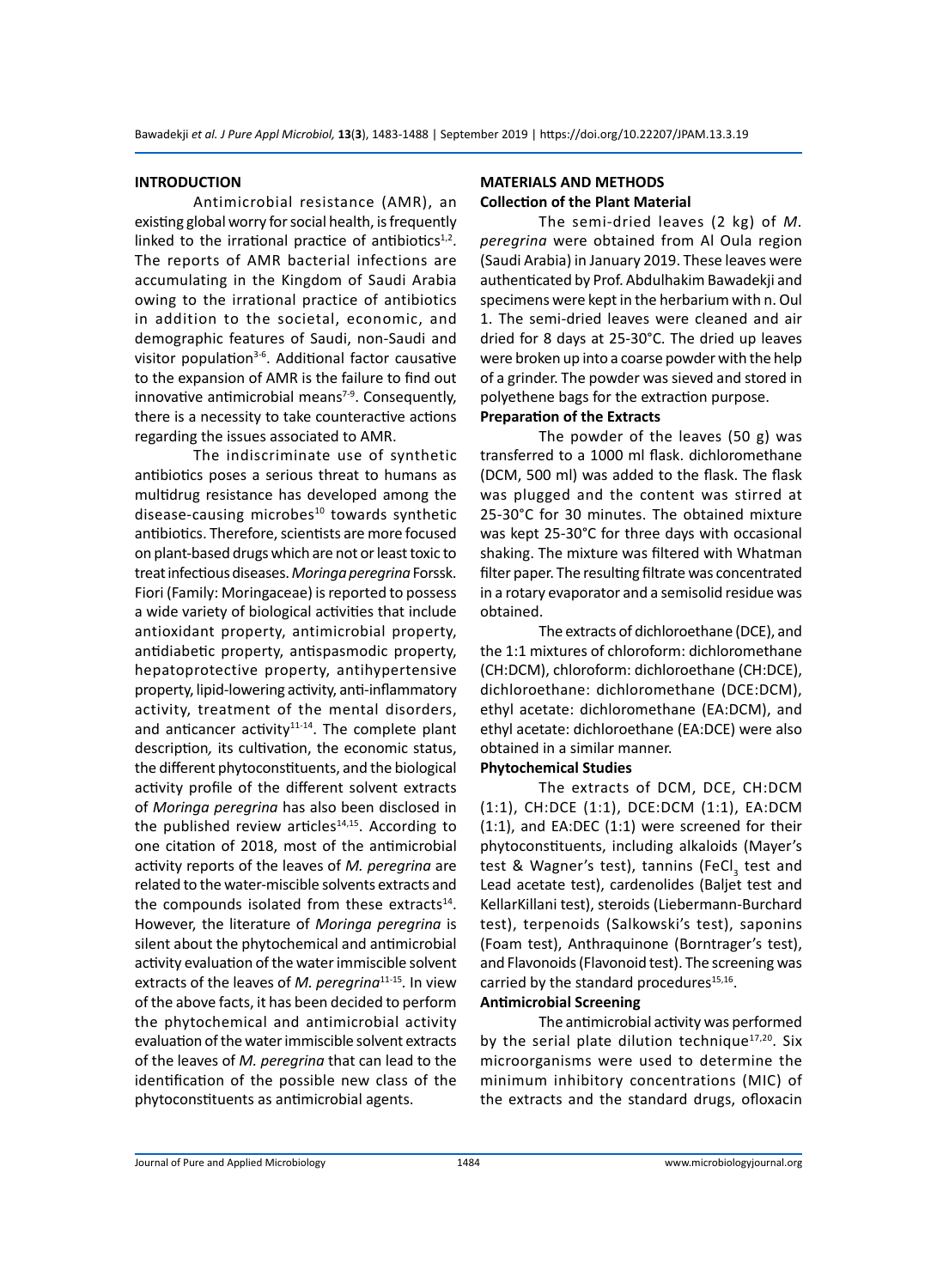## INTRODUCTION

Antimicrobial resistance (AMR), an existing global worry for social health, is frequently linked to the irrational practice of antibiotics[1,2]. The reports of AMR bacterial infections are accumulating in the Kingdom of Saudi Arabia owing to the irrational practice of antibiotics in addition to the societal, economic, and demographic features of Saudi, non-Saudi and visitor population[3-6]. Additional factor causative to the expansion of AMR is the failure to find out innovative antimicrobial means[7-9]. Consequently, there is a necessity to take counteractive actions regarding the issues associated to AMR.

The indiscriminate use of synthetic antibiotics poses a serious threat to humans as multidrug resistance has developed among the disease-causing microbes[10] towards synthetic antibiotics. Therefore, scientists are more focused on plant-based drugs which are not or least toxic to treat infectious diseases. *Moringa peregrina* Forssk. Fiori (Family: Moringaceae) is reported to possess a wide variety of biological activities that include antioxidant property, antimicrobial property, antidiabetic property, antispasmodic property, hepatoprotective property, antihypertensive property, lipid-lowering activity, anti-inflammatory activity, treatment of the mental disorders, and anticancer activity[11-14]. The complete plant description, its cultivation, the economic status, the different phytoconstituents, and the biological activity profile of the different solvent extracts of *Moringa peregrina* has also been disclosed in the published review articles[14,15]. According to one citation of 2018, most of the antimicrobial activity reports of the leaves of *M. peregrina* are related to the water-miscible solvents extracts and the compounds isolated from these extracts[14]. However, the literature of *Moringa peregrina* is silent about the phytochemical and antimicrobial activity evaluation of the water immiscible solvent extracts of the leaves of *M. peregrina*[11-15]. In view of the above facts, it has been decided to perform the phytochemical and antimicrobial activity evaluation of the water immiscible solvent extracts of the leaves of *M. peregrina* that can lead to the identification of the possible new class of the phytoconstituents as antimicrobial agents.

## MATERIALS AND METHODS

### Collection of the Plant Material

The semi-dried leaves (2 kg) of *M. peregrina* were obtained from Al Oula region (Saudi Arabia) in January 2019. These leaves were authenticated by Prof. Abdulhakim Bawadekji and specimens were kept in the herbarium with n. Oul 1. The semi-dried leaves were cleaned and air dried for 8 days at 25-30°C. The dried up leaves were broken up into a coarse powder with the help of a grinder. The powder was sieved and stored in polyethene bags for the extraction purpose.

### Preparation of the Extracts

The powder of the leaves (50 g) was transferred to a 1000 ml flask. dichloromethane (DCM, 500 ml) was added to the flask. The flask was plugged and the content was stirred at 25-30°C for 30 minutes. The obtained mixture was kept 25-30°C for three days with occasional shaking. The mixture was filtered with Whatman filter paper. The resulting filtrate was concentrated in a rotary evaporator and a semisolid residue was obtained.

The extracts of dichloroethane (DCE), and the 1:1 mixtures of chloroform: dichloromethane (CH:DCM), chloroform: dichloroethane (CH:DCE), dichloroethane: dichloromethane (DCE:DCM), ethyl acetate: dichloromethane (EA:DCM), and ethyl acetate: dichloroethane (EA:DCE) were also obtained in a similar manner.

### Phytochemical Studies

The extracts of DCM, DCE, CH:DCM (1:1), CH:DCE (1:1), DCE:DCM (1:1), EA:DCM (1:1), and EA:DEC (1:1) were screened for their phytoconstituents, including alkaloids (Mayer's test & Wagner's test), tannins ($FeCl_3$ test and Lead acetate test), cardenolides (Baljet test and KellarKillani test), steroids (Liebermann-Burchard test), terpenoids (Salkowski's test), saponins (Foam test), Anthraquinone (Borntrager's test), and Flavonoids (Flavonoid test). The screening was carried by the standard procedures[15,16].

### Antimicrobial Screening

The antimicrobial activity was performed by the serial plate dilution technique[17,20]. Six microorganisms were used to determine the minimum inhibitory concentrations (MIC) of the extracts and the standard drugs, ofloxacin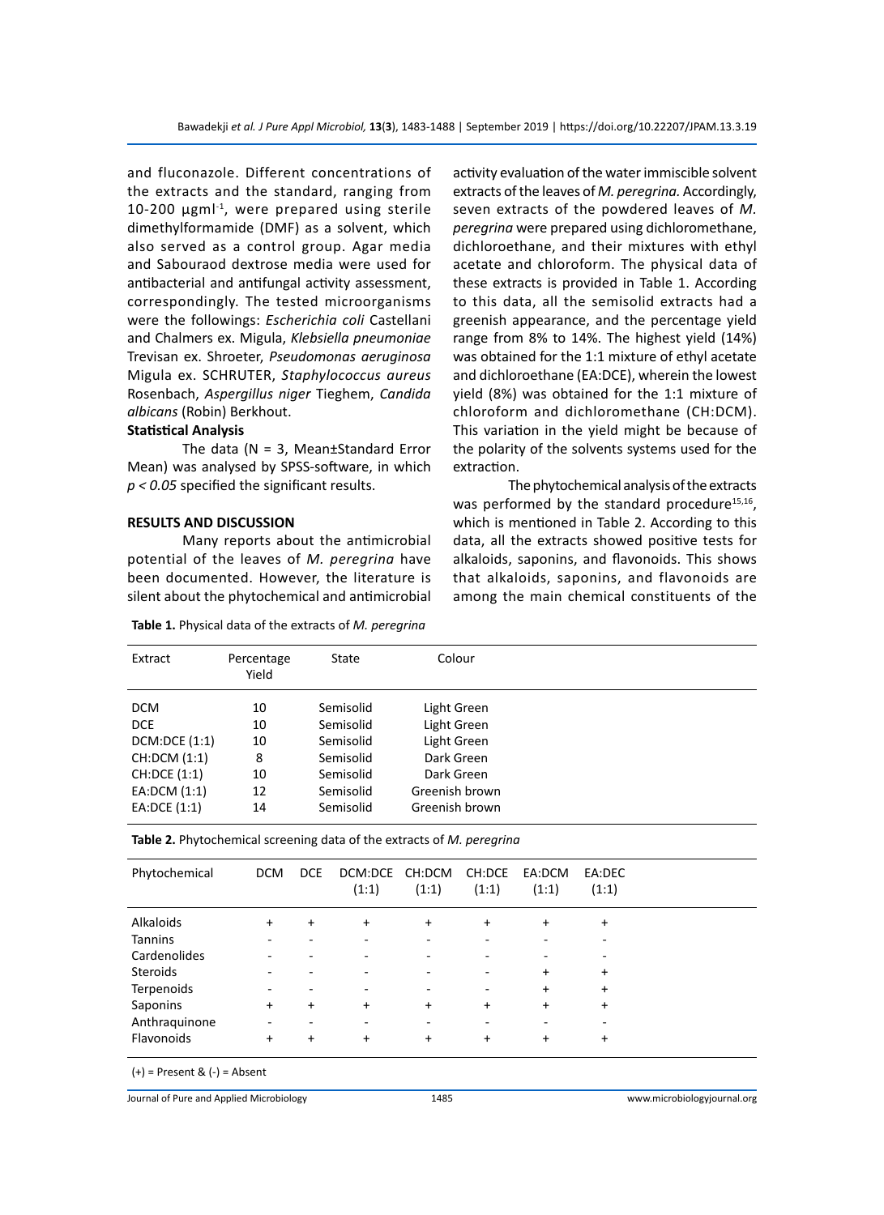and fluconazole. Different concentrations of the extracts and the standard, ranging from 10-200 $\mu g ml^{-1}$, were prepared using sterile dimethylformamide (DMF) as a solvent, which also served as a control group. Agar media and Sabouraod dextrose media were used for antibacterial and antifungal activity assessment, correspondingly. The tested microorganisms were the followings: *Escherichia coli* Castellani and Chalmers ex. Migula, *Klebsiella pneumoniae* Trevisan ex. Shroeter, *Pseudomonas aeruginosa* Migula ex. SCHRUTER, *Staphylococcus aureus* Rosenbach, *Aspergillus niger* Tieghem, *Candida albicans* (Robin) Berkhout.

**Statistical Analysis**

The data (N = 3, Mean±Standard Error Mean) was analysed by SPSS-software, in which $p < 0.05$ specified the significant results.

## RESULTS AND DISCUSSION

Many reports about the antimicrobial potential of the leaves of *M. peregrina* have been documented. However, the literature is silent about the phytochemical and antimicrobial activity evaluation of the water immiscible solvent extracts of the leaves of *M. peregrina.* Accordingly, seven extracts of the powdered leaves of *M. peregrina* were prepared using dichloromethane, dichloroethane, and their mixtures with ethyl acetate and chloroform. The physical data of these extracts is provided in Table 1. According to this data, all the semisolid extracts had a greenish appearance, and the percentage yield range from 8% to 14%. The highest yield (14%) was obtained for the 1:1 mixture of ethyl acetate and dichloroethane (EA:DCE), wherein the lowest yield (8%) was obtained for the 1:1 mixture of chloroform and dichloromethane (CH:DCM). This variation in the yield might be because of the polarity of the solvents systems used for the extraction.

The phytochemical analysis of the extracts was performed by the standard procedure[15,16], which is mentioned in Table 2. According to this data, all the extracts showed positive tests for alkaloids, saponins, and flavonoids. This shows that alkaloids, saponins, and flavonoids are among the main chemical constituents of the

**Table 1.** Physical data of the extracts of *M. peregrina*

| Extract | Percentage Yield | State | Colour |
|---|---|---|---|
| DCM | 10 | Semisolid | Light Green |
| DCE | 10 | Semisolid | Light Green |
| DCM:DCE (1:1) | 10 | Semisolid | Light Green |
| CH:DCM (1:1) | 8 | Semisolid | Dark Green |
| CH:DCE (1:1) | 10 | Semisolid | Dark Green |
| EA:DCM (1:1) | 12 | Semisolid | Greenish brown |
| EA:DCE (1:1) | 14 | Semisolid | Greenish brown |

**Table 2.** Phytochemical screening data of the extracts of *M. peregrina*

| Phytochemical | DCM | DCE | DCM:DCE (1:1) | CH:DCM (1:1) | CH:DCE (1:1) | EA:DCM (1:1) | EA:DEC (1:1) |
|---|---|---|---|---|---|---|---|
| Alkaloids | + | + | + | + | + | + | + |
| Tannins | - | - | - | - | - | - | - |
| Cardenolides | - | - | - | - | - | - | - |
| Steroids | - | - | - | - | - | + | + |
| Terpenoids | - | - | - | - | - | + | + |
| Saponins | + | + | + | + | + | + | + |
| Anthraquinone | - | - | - | - | - | - | - |
| Flavonoids | + | + | + | + | + | + | + |

(+) = Present & (-) = Absent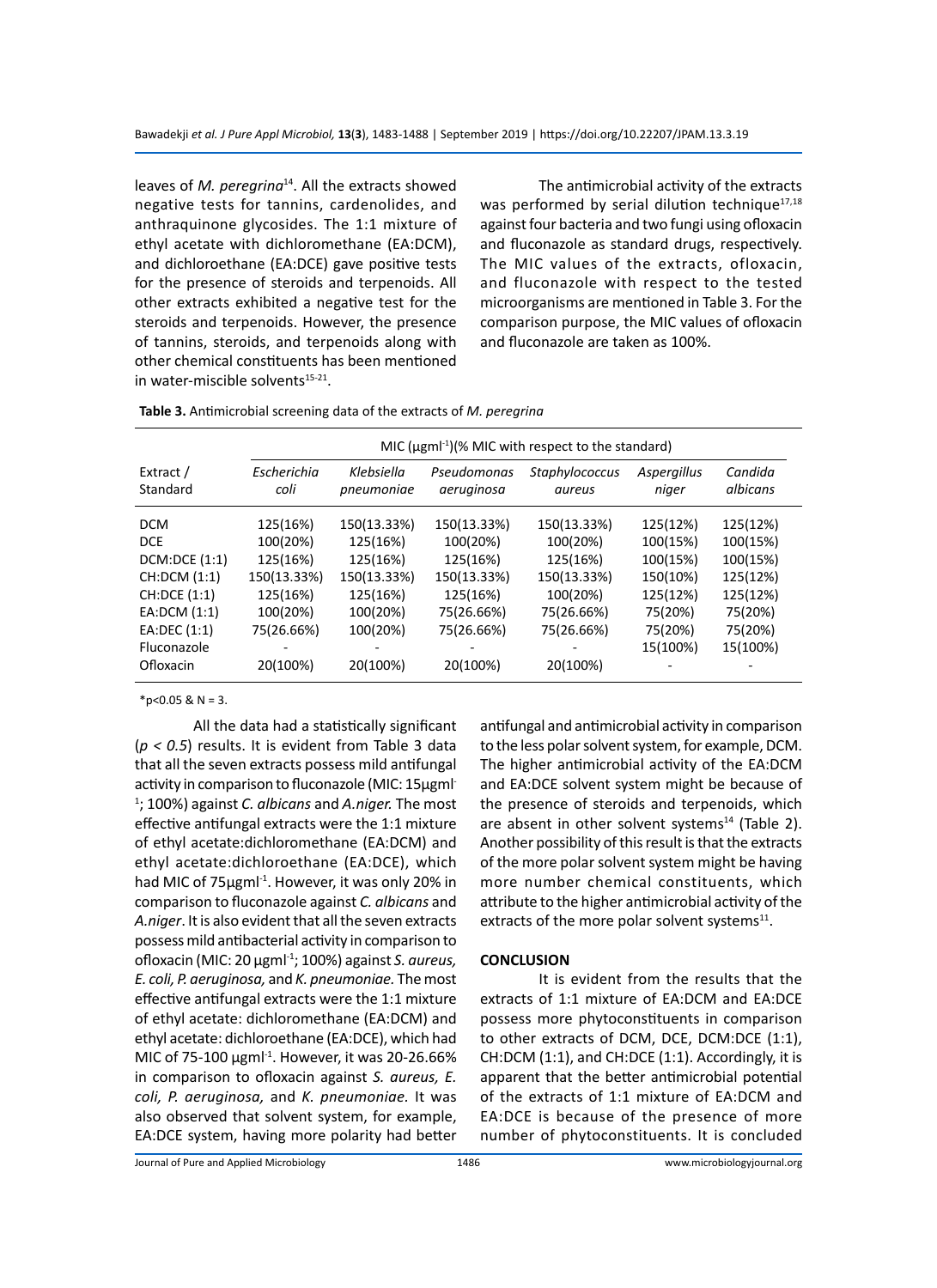leaves of *M. peregrina*[14]. All the extracts showed negative tests for tannins, cardenolides, and anthraquinone glycosides. The 1:1 mixture of ethyl acetate with dichloromethane (EA:DCM), and dichloroethane (EA:DCE) gave positive tests for the presence of steroids and terpenoids. All other extracts exhibited a negative test for the steroids and terpenoids. However, the presence of tannins, steroids, and terpenoids along with other chemical constituents has been mentioned in water-miscible solvents[15-21].

The antimicrobial activity of the extracts was performed by serial dilution technique[17,18] against four bacteria and two fungi using ofloxacin and fluconazole as standard drugs, respectively. The MIC values of the extracts, ofloxacin, and fluconazole with respect to the tested microorganisms are mentioned in Table 3. For the comparison purpose, the MIC values of ofloxacin and fluconazole are taken as 100%.

**Table 3.** Antimicrobial screening data of the extracts of *M. peregrina*

| Extract / Standard | MIC (μgml$^{-1}$)(% MIC with respect to the standard) | | | | | |
|---|---|---|---|---|---|---|
| | *Escherichia coli* | *Klebsiella pneumoniae* | *Pseudomonas aeruginosa* | *Staphylococcus aureus* | *Aspergillus niger* | *Candida albicans* |
| DCM | 125(16%) | 150(13.33%) | 150(13.33%) | 150(13.33%) | 125(12%) | 125(12%) |
| DCE | 100(20%) | 125(16%) | 100(20%) | 100(20%) | 100(15%) | 100(15%) |
| DCM:DCE (1:1) | 125(16%) | 125(16%) | 125(16%) | 125(16%) | 100(15%) | 100(15%) |
| CH:DCM (1:1) | 150(13.33%) | 150(13.33%) | 150(13.33%) | 150(13.33%) | 150(10%) | 125(12%) |
| CH:DCE (1:1) | 125(16%) | 125(16%) | 125(16%) | 100(20%) | 125(12%) | 125(12%) |
| EA:DCM (1:1) | 100(20%) | 100(20%) | 75(26.66%) | 75(26.66%) | 75(20%) | 75(20%) |
| EA:DEC (1:1) | 75(26.66%) | 100(20%) | 75(26.66%) | 75(26.66%) | 75(20%) | 75(20%) |
| Fluconazole | - | - | - | - | 15(100%) | 15(100%) |
| Ofloxacin | 20(100%) | 20(100%) | 20(100%) | 20(100%) | - | - |

*p<0.05 & N = 3.

All the data had a statistically significant ($p < 0.5$) results. It is evident from Table 3 data that all the seven extracts possess mild antifungal activity in comparison to fluconazole (MIC: 15μgml$^{-1}$; 100%) against *C. albicans* and *A.niger.* The most effective antifungal extracts were the 1:1 mixture of ethyl acetate:dichloromethane (EA:DCM) and ethyl acetate:dichloroethane (EA:DCE), which had MIC of 75μgml$^{-1}$. However, it was only 20% in comparison to fluconazole against *C. albicans* and *A.niger*. It is also evident that all the seven extracts possess mild antibacterial activity in comparison to ofloxacin (MIC: 20 μgml$^{-1}$; 100%) against *S. aureus, E. coli, P. aeruginosa,* and *K. pneumoniae.* The most effective antifungal extracts were the 1:1 mixture of ethyl acetate: dichloromethane (EA:DCM) and ethyl acetate: dichloroethane (EA:DCE), which had MIC of 75-100 μgml$^{-1}$. However, it was 20-26.66% in comparison to ofloxacin against *S. aureus, E. coli, P. aeruginosa,* and *K. pneumoniae.* It was also observed that solvent system, for example, EA:DCE system, having more polarity had better antifungal and antimicrobial activity in comparison to the less polar solvent system, for example, DCM. The higher antimicrobial activity of the EA:DCM and EA:DCE solvent system might be because of the presence of steroids and terpenoids, which are absent in other solvent systems[14] (Table 2). Another possibility of this result is that the extracts of the more polar solvent system might be having more number chemical constituents, which attribute to the higher antimicrobial activity of the extracts of the more polar solvent systems[11].

## CONCLUSION

It is evident from the results that the extracts of 1:1 mixture of EA:DCM and EA:DCE possess more phytoconstituents in comparison to other extracts of DCM, DCE, DCM:DCE (1:1), CH:DCM (1:1), and CH:DCE (1:1). Accordingly, it is apparent that the better antimicrobial potential of the extracts of 1:1 mixture of EA:DCM and EA:DCE is because of the presence of more number of phytoconstituents. It is concluded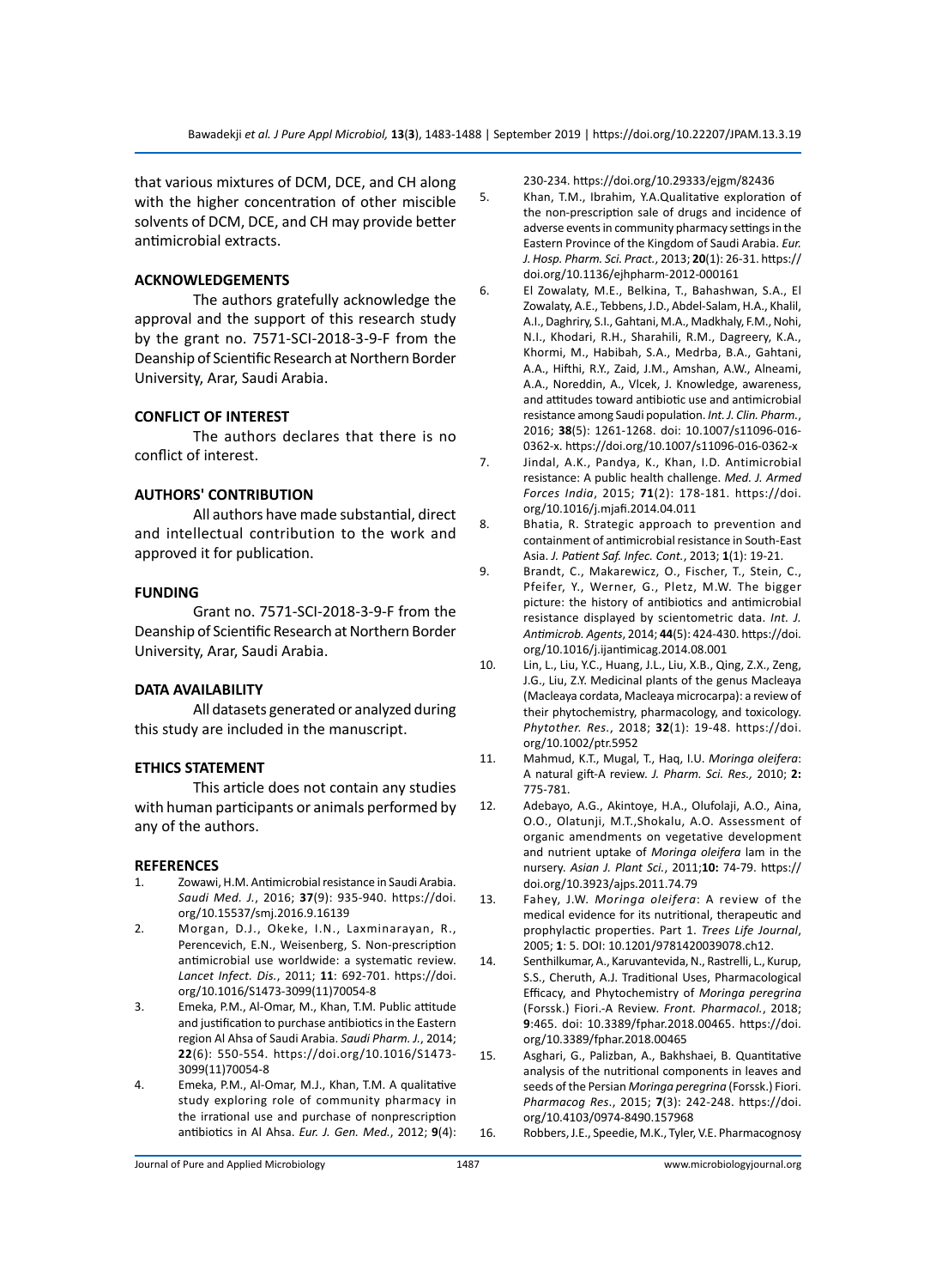that various mixtures of DCM, DCE, and CH along with the higher concentration of other miscible solvents of DCM, DCE, and CH may provide better antimicrobial extracts.

## ACKNOWLEDGEMENTS

The authors gratefully acknowledge the approval and the support of this research study by the grant no. 7571-SCI-2018-3-9-F from the Deanship of Scientific Research at Northern Border University, Arar, Saudi Arabia.

## CONFLICT OF INTEREST

The authors declares that there is no conflict of interest.

## AUTHORS' CONTRIBUTION

All authors have made substantial, direct and intellectual contribution to the work and approved it for publication.

## FUNDING

Grant no. 7571-SCI-2018-3-9-F from the Deanship of Scientific Research at Northern Border University, Arar, Saudi Arabia.

## DATA AVAILABILITY

All datasets generated or analyzed during this study are included in the manuscript.

## ETHICS STATEMENT

This article does not contain any studies with human participants or animals performed by any of the authors.

## REFERENCES

1. Zowawi, H.M. Antimicrobial resistance in Saudi Arabia. *Saudi Med. J.*, 2016; **37**(9): 935-940. https://doi.org/10.15537/smj.2016.9.16139
2. Morgan, D.J., Okeke, I.N., Laxminarayan, R., Perencevich, E.N., Weisenberg, S. Non-prescription antimicrobial use worldwide: a systematic review. *Lancet Infect. Dis.*, 2011; **11**: 692-701. https://doi.org/10.1016/S1473-3099(11)70054-8
3. Emeka, P.M., Al-Omar, M., Khan, T.M. Public attitude and justification to purchase antibiotics in the Eastern region Al Ahsa of Saudi Arabia. *Saudi Pharm. J.*, 2014; **22**(6): 550-554. https://doi.org/10.1016/S1473-3099(11)70054-8
4. Emeka, P.M., Al-Omar, M.J., Khan, T.M. A qualitative study exploring role of community pharmacy in the irrational use and purchase of nonprescription antibiotics in Al Ahsa. *Eur. J. Gen. Med.*, 2012; **9**(4): 230-234. https://doi.org/10.29333/ejgm/82436
5. Khan, T.M., Ibrahim, Y.A.Qualitative exploration of the non-prescription sale of drugs and incidence of adverse events in community pharmacy settings in the Eastern Province of the Kingdom of Saudi Arabia. *Eur. J. Hosp. Pharm. Sci. Pract.*, 2013; **20**(1): 26-31. https://doi.org/10.1136/ejhpharm-2012-000161
6. El Zowalaty, M.E., Belkina, T., Bahashwan, S.A., El Zowalaty, A.E., Tebbens, J.D., Abdel-Salam, H.A., Khalil, A.I., Daghriry, S.I., Gahtani, M.A., Madkhaly, F.M., Nohi, N.I., Khodari, R.H., Sharahili, R.M., Dagreery, K.A., Khormi, M., Habibah, S.A., Medrba, B.A., Gahtani, A.A., Hifthi, R.Y., Zaid, J.M., Amshan, A.W., Alneami, A.A., Noreddin, A., Vlcek, J. Knowledge, awareness, and attitudes toward antibiotic use and antimicrobial resistance among Saudi population. *Int. J. Clin. Pharm.*, 2016; **38**(5): 1261-1268. doi: 10.1007/s11096-016-0362-x. https://doi.org/10.1007/s11096-016-0362-x
7. Jindal, A.K., Pandya, K., Khan, I.D. Antimicrobial resistance: A public health challenge. *Med. J. Armed Forces India*, 2015; **71**(2): 178-181. https://doi.org/10.1016/j.mjafi.2014.04.011
8. Bhatia, R. Strategic approach to prevention and containment of antimicrobial resistance in South-East Asia. *J. Patient Saf. Infec. Cont.*, 2013; **1**(1): 19-21.
9. Brandt, C., Makarewicz, O., Fischer, T., Stein, C., Pfeifer, Y., Werner, G., Pletz, M.W. The bigger picture: the history of antibiotics and antimicrobial resistance displayed by scientometric data. *Int. J. Antimicrob. Agents*, 2014; **44**(5): 424-430. https://doi.org/10.1016/j.ijantimicag.2014.08.001
10. Lin, L., Liu, Y.C., Huang, J.L., Liu, X.B., Qing, Z.X., Zeng, J.G., Liu, Z.Y. Medicinal plants of the genus Macleaya (Macleaya cordata, Macleaya microcarpa): a review of their phytochemistry, pharmacology, and toxicology. *Phytother. Res.*, 2018; **32**(1): 19-48. https://doi.org/10.1002/ptr.5952
11. Mahmud, K.T., Mugal, T., Haq, I.U. *Moringa oleifera*: A natural gift-A review. *J. Pharm. Sci. Res.,* 2010; **2:** 775-781.
12. Adebayo, A.G., Akintoye, H.A., Olufolaji, A.O., Aina, O.O., Olatunji, M.T.,Shokalu, A.O. Assessment of organic amendments on vegetative development and nutrient uptake of *Moringa oleifera* lam in the nursery. *Asian J. Plant Sci.*, 2011;**10:** 74-79. https://doi.org/10.3923/ajps.2011.74.79
13. Fahey, J.W. *Moringa oleifera*: A review of the medical evidence for its nutritional, therapeutic and prophylactic properties. Part 1. *Trees Life Journal*, 2005; **1**: 5. DOI: 10.1201/9781420039078.ch12.
14. Senthilkumar, A., Karuvantevida, N., Rastrelli, L., Kurup, S.S., Cheruth, A.J. Traditional Uses, Pharmacological Efficacy, and Phytochemistry of *Moringa peregrina* (Forssk.) Fiori.-A Review. *Front. Pharmacol.*, 2018; **9**:465. doi: 10.3389/fphar.2018.00465. https://doi.org/10.3389/fphar.2018.00465
15. Asghari, G., Palizban, A., Bakhshaei, B. Quantitative analysis of the nutritional components in leaves and seeds of the Persian *Moringa peregrina* (Forssk.) Fiori. *Pharmacog Res.*, 2015; **7**(3): 242-248. https://doi.org/10.4103/0974-8490.157968
16. Robbers, J.E., Speedie, M.K., Tyler, V.E. Pharmacognosy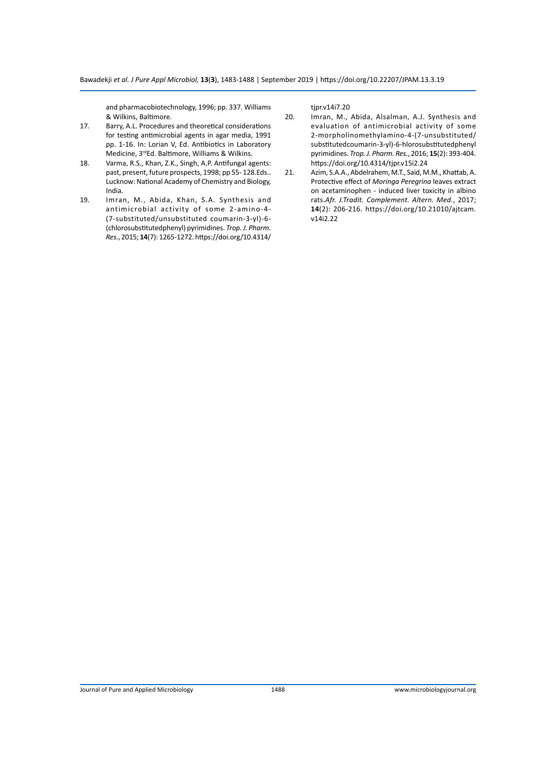and pharmacobiotechnology, 1996; pp. 337. Williams & Wilkins, Baltimore.

17. Barry, A.L. Procedures and theoretical considerations for testing antimicrobial agents in agar media, 1991 pp. 1-16. In: Lorian V, Ed. Antibiotics in Laboratory Medicine, 3rdEd. Baltimore, Williams & Wilkins.

18. Varma, R.S., Khan, Z.K., Singh, A.P. Antifungal agents: past, present, future prospects, 1998; pp 55- 128.Eds.. Lucknow: National Academy of Chemistry and Biology, India.

19. Imran, M., Abida, Khan, S.A. Synthesis and antimicrobial activity of some 2-amino-4-(7-substituted/unsubstituted coumarin-3-yl)-6-(chlorosubstitutedphenyl) pyrimidines. *Trop. J. Pharm. Res.*, 2015; **14**(7): 1265-1272. https://doi.org/10.4314/tjpr.v14i7.20

20. Imran, M., Abida, Alsalman, A.J. Synthesis and evaluation of antimicrobial activity of some 2-morpholinomethylamino-4-(7-unsubstituted/substitutedcoumarin-3-yl)-6-hlorosubstitutedphenyl pyrimidines. *Trop. J. Pharm. Res.*, 2016; **15**(2): 393-404. https://doi.org/10.4314/tjpr.v15i2.24

21. Azim, S.A.A., Abdelrahem, M.T., Said, M.M., Khattab, A. Protective effect of *Moringa Peregrina* leaves extract on acetaminophen - induced liver toxicity in albino rats.*Afr. J.Tradit. Complement. Altern. Med.*, 2017; **14**(2): 206-216. https://doi.org/10.21010/ajtcam.v14i2.22